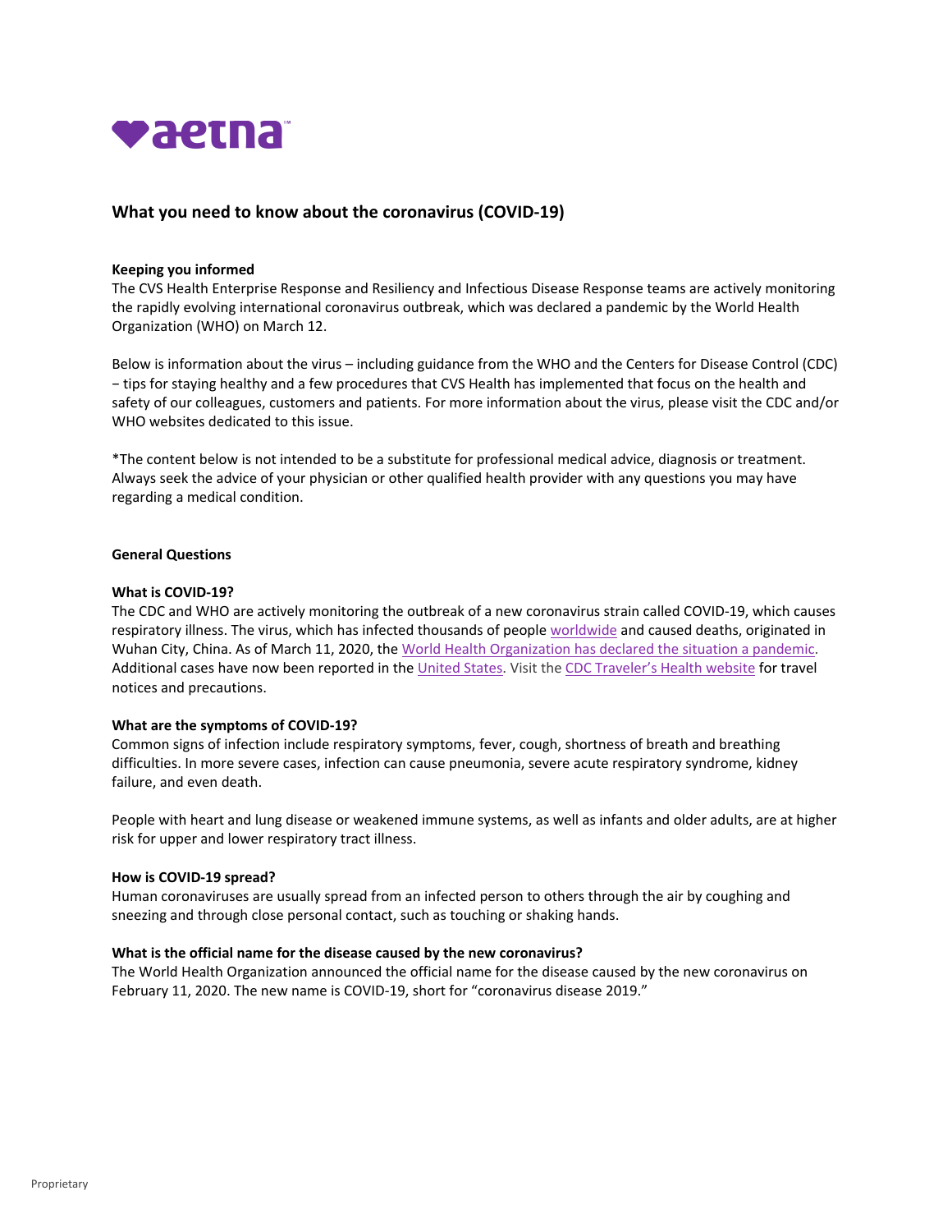aetna

# What you need to know about the coronavirus (COVID-19)

**Keeping you informed**

The CVS Health Enterprise Response and Resiliency and Infectious Disease Response teams are actively monitoring the rapidly evolving international coronavirus outbreak, which was declared a pandemic by the World Health Organization (WHO) on March 12.

Below is information about the virus – including guidance from the WHO and the Centers for Disease Control (CDC) – tips for staying healthy and a few procedures that CVS Health has implemented that focus on the health and safety of our colleagues, customers and patients. For more information about the virus, please visit the CDC and/or WHO websites dedicated to this issue.

*The content below is not intended to be a substitute for professional medical advice, diagnosis or treatment. Always seek the advice of your physician or other qualified health provider with any questions you may have regarding a medical condition.

## General Questions

**What is COVID-19?**

The CDC and WHO are actively monitoring the outbreak of a new coronavirus strain called COVID-19, which causes respiratory illness. The virus, which has infected thousands of people worldwide and caused deaths, originated in Wuhan City, China. As of March 11, 2020, the World Health Organization has declared the situation a pandemic. Additional cases have now been reported in the United States. Visit the CDC Traveler's Health website for travel notices and precautions.

**What are the symptoms of COVID-19?**

Common signs of infection include respiratory symptoms, fever, cough, shortness of breath and breathing difficulties. In more severe cases, infection can cause pneumonia, severe acute respiratory syndrome, kidney failure, and even death.

People with heart and lung disease or weakened immune systems, as well as infants and older adults, are at higher risk for upper and lower respiratory tract illness.

**How is COVID-19 spread?**

Human coronaviruses are usually spread from an infected person to others through the air by coughing and sneezing and through close personal contact, such as touching or shaking hands.

**What is the official name for the disease caused by the new coronavirus?**

The World Health Organization announced the official name for the disease caused by the new coronavirus on February 11, 2020. The new name is COVID-19, short for "coronavirus disease 2019."

Proprietary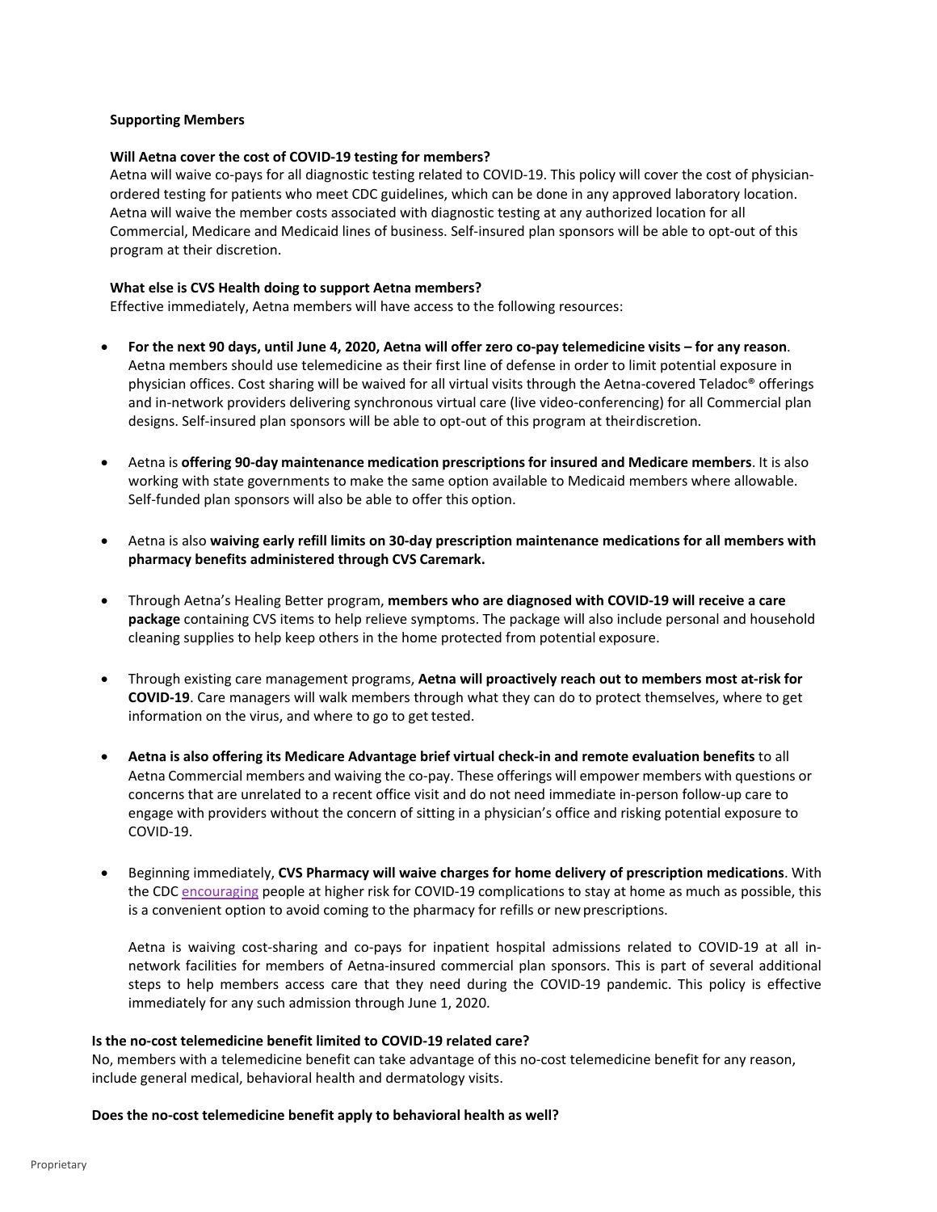**Supporting Members**

**Will Aetna cover the cost of COVID-19 testing for members?**
Aetna will waive co-pays for all diagnostic testing related to COVID-19. This policy will cover the cost of physician-ordered testing for patients who meet CDC guidelines, which can be done in any approved laboratory location. Aetna will waive the member costs associated with diagnostic testing at any authorized location for all Commercial, Medicare and Medicaid lines of business. Self-insured plan sponsors will be able to opt-out of this program at their discretion.

**What else is CVS Health doing to support Aetna members?**
Effective immediately, Aetna members will have access to the following resources:

- **For the next 90 days, until June 4, 2020, Aetna will offer zero co-pay telemedicine visits – for any reason**. Aetna members should use telemedicine as their first line of defense in order to limit potential exposure in physician offices. Cost sharing will be waived for all virtual visits through the Aetna-covered Teladoc® offerings and in-network providers delivering synchronous virtual care (live video-conferencing) for all Commercial plan designs. Self-insured plan sponsors will be able to opt-out of this program at theirdiscretion.

- Aetna is **offering 90-day maintenance medication prescriptions for insured and Medicare members**. It is also working with state governments to make the same option available to Medicaid members where allowable. Self-funded plan sponsors will also be able to offer this option.

- Aetna is also **waiving early refill limits on 30-day prescription maintenance medications for all members with pharmacy benefits administered through CVS Caremark.**

- Through Aetna's Healing Better program, **members who are diagnosed with COVID-19 will receive a care package** containing CVS items to help relieve symptoms. The package will also include personal and household cleaning supplies to help keep others in the home protected from potential exposure.

- Through existing care management programs, **Aetna will proactively reach out to members most at-risk for COVID-19**. Care managers will walk members through what they can do to protect themselves, where to get information on the virus, and where to go to get tested.

- **Aetna is also offering its Medicare Advantage brief virtual check-in and remote evaluation benefits** to all Aetna Commercial members and waiving the co-pay. These offerings will empower members with questions or concerns that are unrelated to a recent office visit and do not need immediate in-person follow-up care to engage with providers without the concern of sitting in a physician's office and risking potential exposure to COVID-19.

- Beginning immediately, **CVS Pharmacy will waive charges for home delivery of prescription medications**. With the CDC encouraging people at higher risk for COVID-19 complications to stay at home as much as possible, this is a convenient option to avoid coming to the pharmacy for refills or new prescriptions.

  Aetna is waiving cost-sharing and co-pays for inpatient hospital admissions related to COVID-19 at all in-network facilities for members of Aetna-insured commercial plan sponsors. This is part of several additional steps to help members access care that they need during the COVID-19 pandemic. This policy is effective immediately for any such admission through June 1, 2020.

**Is the no-cost telemedicine benefit limited to COVID-19 related care?**
No, members with a telemedicine benefit can take advantage of this no-cost telemedicine benefit for any reason, include general medical, behavioral health and dermatology visits.

**Does the no-cost telemedicine benefit apply to behavioral health as well?**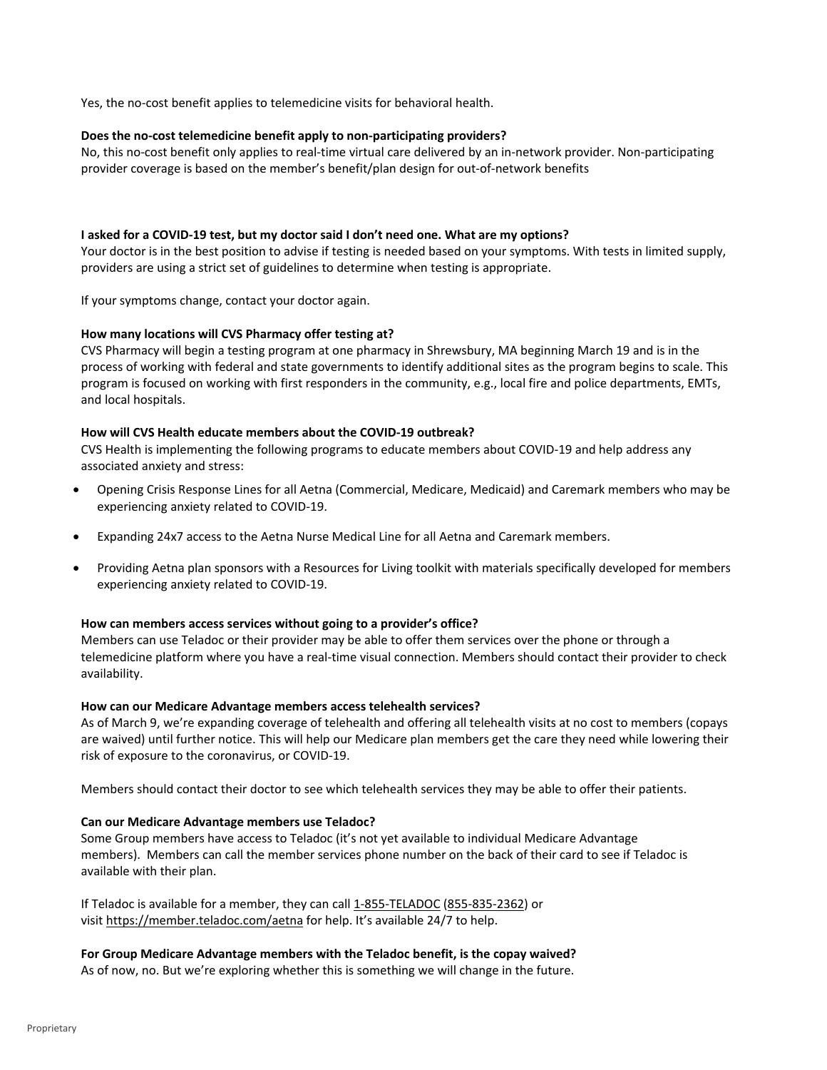Yes, the no-cost benefit applies to telemedicine visits for behavioral health.

**Does the no-cost telemedicine benefit apply to non-participating providers?**
No, this no-cost benefit only applies to real-time virtual care delivered by an in-network provider. Non-participating provider coverage is based on the member's benefit/plan design for out-of-network benefits

**I asked for a COVID-19 test, but my doctor said I don't need one. What are my options?**
Your doctor is in the best position to advise if testing is needed based on your symptoms. With tests in limited supply, providers are using a strict set of guidelines to determine when testing is appropriate.

If your symptoms change, contact your doctor again.

**How many locations will CVS Pharmacy offer testing at?**
CVS Pharmacy will begin a testing program at one pharmacy in Shrewsbury, MA beginning March 19 and is in the process of working with federal and state governments to identify additional sites as the program begins to scale. This program is focused on working with first responders in the community, e.g., local fire and police departments, EMTs, and local hospitals.

**How will CVS Health educate members about the COVID-19 outbreak?**
CVS Health is implementing the following programs to educate members about COVID-19 and help address any associated anxiety and stress:

- Opening Crisis Response Lines for all Aetna (Commercial, Medicare, Medicaid) and Caremark members who may be experiencing anxiety related to COVID-19.
- Expanding 24x7 access to the Aetna Nurse Medical Line for all Aetna and Caremark members.
- Providing Aetna plan sponsors with a Resources for Living toolkit with materials specifically developed for members experiencing anxiety related to COVID-19.

**How can members access services without going to a provider's office?**
Members can use Teladoc or their provider may be able to offer them services over the phone or through a telemedicine platform where you have a real-time visual connection. Members should contact their provider to check availability.

**How can our Medicare Advantage members access telehealth services?**
As of March 9, we're expanding coverage of telehealth and offering all telehealth visits at no cost to members (copays are waived) until further notice. This will help our Medicare plan members get the care they need while lowering their risk of exposure to the coronavirus, or COVID-19.

Members should contact their doctor to see which telehealth services they may be able to offer their patients.

**Can our Medicare Advantage members use Teladoc?**
Some Group members have access to Teladoc (it's not yet available to individual Medicare Advantage members). Members can call the member services phone number on the back of their card to see if Teladoc is available with their plan.

If Teladoc is available for a member, they can call 1-855-TELADOC (855-835-2362) or visit https://member.teladoc.com/aetna for help. It's available 24/7 to help.

**For Group Medicare Advantage members with the Teladoc benefit, is the copay waived?**
As of now, no. But we're exploring whether this is something we will change in the future.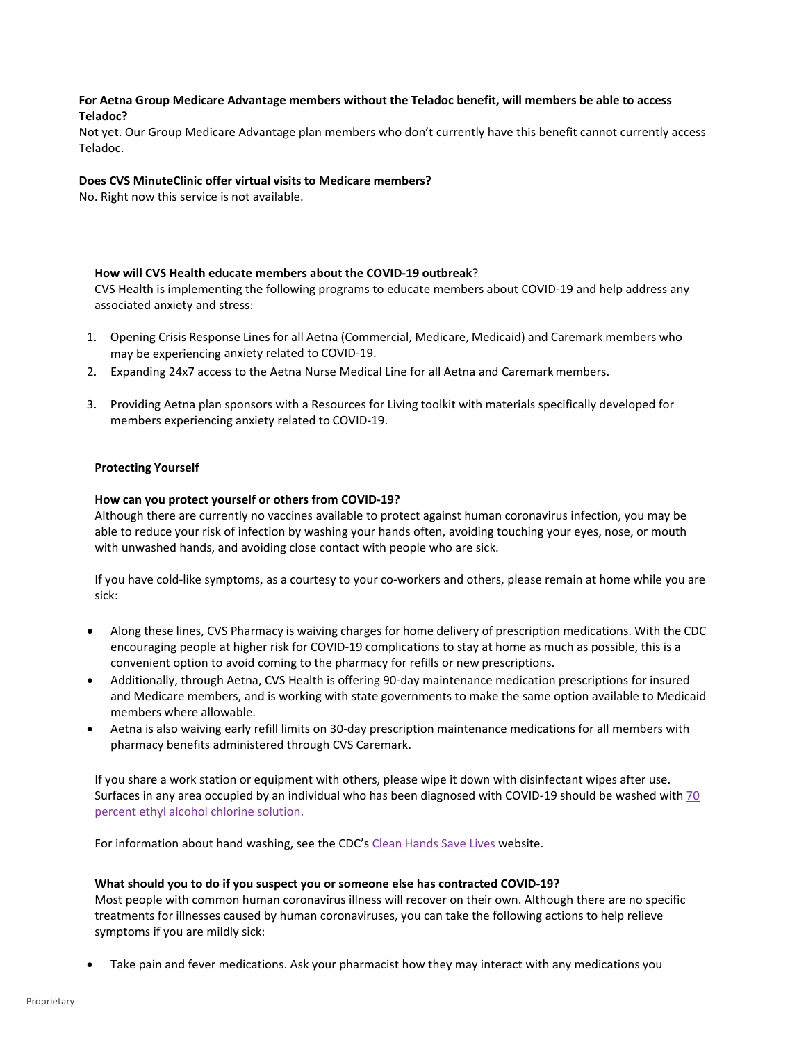**For Aetna Group Medicare Advantage members without the Teladoc benefit, will members be able to access Teladoc?**

Not yet. Our Group Medicare Advantage plan members who don't currently have this benefit cannot currently access Teladoc.

**Does CVS MinuteClinic offer virtual visits to Medicare members?**

No. Right now this service is not available.

**How will CVS Health educate members about the COVID-19 outbreak**?

CVS Health is implementing the following programs to educate members about COVID-19 and help address any associated anxiety and stress:

1. Opening Crisis Response Lines for all Aetna (Commercial, Medicare, Medicaid) and Caremark members who may be experiencing anxiety related to COVID-19.
2. Expanding 24x7 access to the Aetna Nurse Medical Line for all Aetna and Caremark members.
3. Providing Aetna plan sponsors with a Resources for Living toolkit with materials specifically developed for members experiencing anxiety related to COVID-19.

**Protecting Yourself**

**How can you protect yourself or others from COVID-19?**

Although there are currently no vaccines available to protect against human coronavirus infection, you may be able to reduce your risk of infection by washing your hands often, avoiding touching your eyes, nose, or mouth with unwashed hands, and avoiding close contact with people who are sick.

If you have cold-like symptoms, as a courtesy to your co-workers and others, please remain at home while you are sick:

- Along these lines, CVS Pharmacy is waiving charges for home delivery of prescription medications. With the CDC encouraging people at higher risk for COVID-19 complications to stay at home as much as possible, this is a convenient option to avoid coming to the pharmacy for refills or new prescriptions.
- Additionally, through Aetna, CVS Health is offering 90-day maintenance medication prescriptions for insured and Medicare members, and is working with state governments to make the same option available to Medicaid members where allowable.
- Aetna is also waiving early refill limits on 30-day prescription maintenance medications for all members with pharmacy benefits administered through CVS Caremark.

If you share a work station or equipment with others, please wipe it down with disinfectant wipes after use. Surfaces in any area occupied by an individual who has been diagnosed with COVID-19 should be washed with 70 percent ethyl alcohol chlorine solution.

For information about hand washing, see the CDC's Clean Hands Save Lives website.

**What should you to do if you suspect you or someone else has contracted COVID-19?**

Most people with common human coronavirus illness will recover on their own. Although there are no specific treatments for illnesses caused by human coronaviruses, you can take the following actions to help relieve symptoms if you are mildly sick:

- Take pain and fever medications. Ask your pharmacist how they may interact with any medications you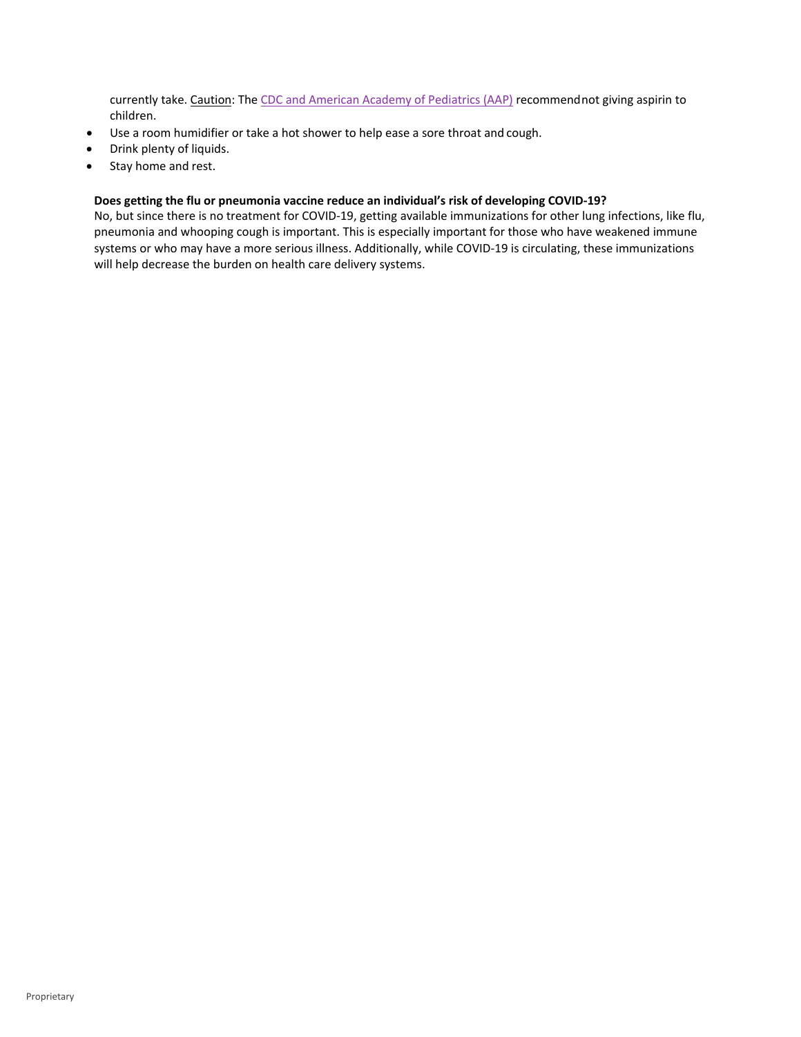currently take. Caution: The [CDC and American Academy of Pediatrics (AAP)] recommend not giving aspirin to children.

- Use a room humidifier or take a hot shower to help ease a sore throat and cough.
- Drink plenty of liquids.
- Stay home and rest.

**Does getting the flu or pneumonia vaccine reduce an individual's risk of developing COVID-19?**

No, but since there is no treatment for COVID-19, getting available immunizations for other lung infections, like flu, pneumonia and whooping cough is important. This is especially important for those who have weakened immune systems or who may have a more serious illness. Additionally, while COVID-19 is circulating, these immunizations will help decrease the burden on health care delivery systems.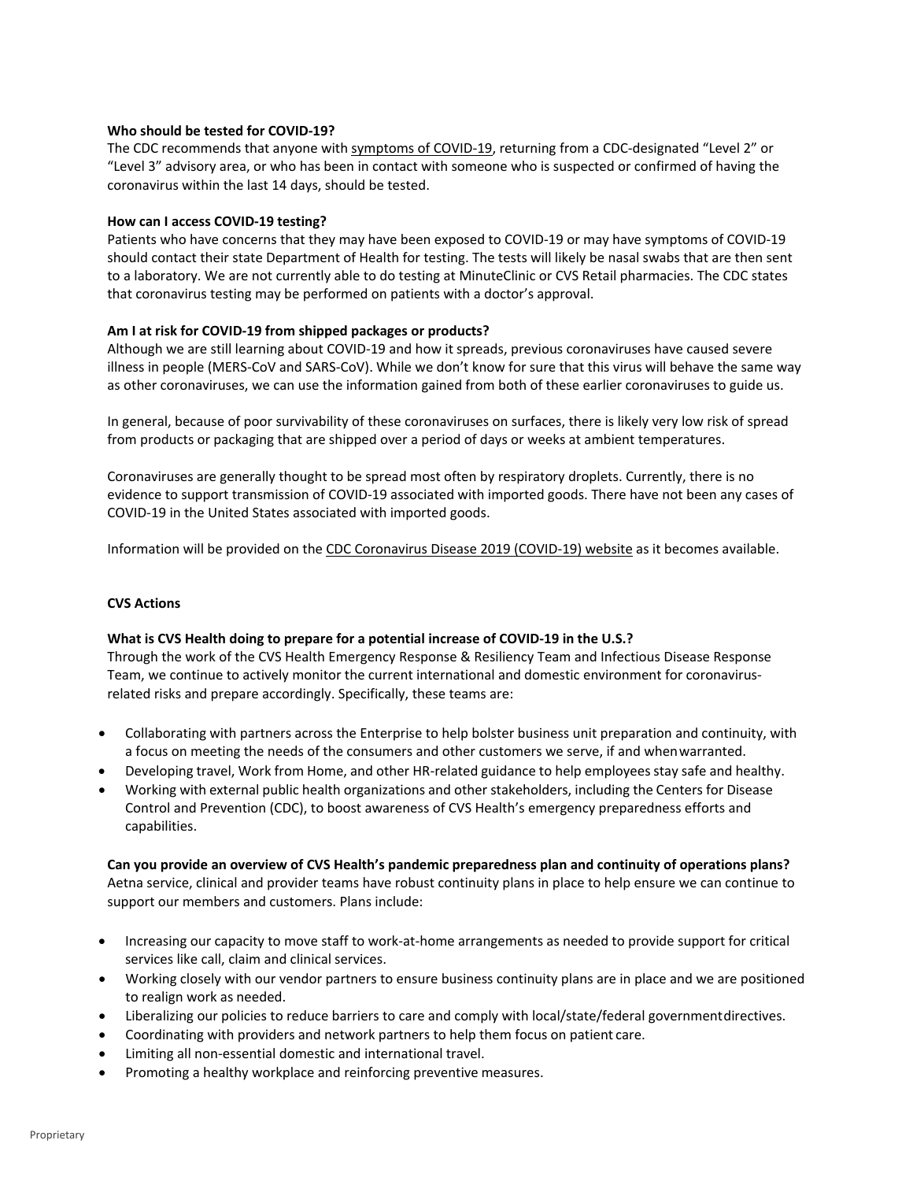**Who should be tested for COVID-19?**

The CDC recommends that anyone with symptoms of COVID-19, returning from a CDC-designated "Level 2" or "Level 3" advisory area, or who has been in contact with someone who is suspected or confirmed of having the coronavirus within the last 14 days, should be tested.

**How can I access COVID-19 testing?**

Patients who have concerns that they may have been exposed to COVID-19 or may have symptoms of COVID-19 should contact their state Department of Health for testing. The tests will likely be nasal swabs that are then sent to a laboratory. We are not currently able to do testing at MinuteClinic or CVS Retail pharmacies. The CDC states that coronavirus testing may be performed on patients with a doctor's approval.

**Am I at risk for COVID-19 from shipped packages or products?**

Although we are still learning about COVID-19 and how it spreads, previous coronaviruses have caused severe illness in people (MERS-CoV and SARS-CoV). While we don't know for sure that this virus will behave the same way as other coronaviruses, we can use the information gained from both of these earlier coronaviruses to guide us.

In general, because of poor survivability of these coronaviruses on surfaces, there is likely very low risk of spread from products or packaging that are shipped over a period of days or weeks at ambient temperatures.

Coronaviruses are generally thought to be spread most often by respiratory droplets. Currently, there is no evidence to support transmission of COVID-19 associated with imported goods. There have not been any cases of COVID-19 in the United States associated with imported goods.

Information will be provided on the CDC Coronavirus Disease 2019 (COVID-19) website as it becomes available.

**CVS Actions**

**What is CVS Health doing to prepare for a potential increase of COVID-19 in the U.S.?**

Through the work of the CVS Health Emergency Response & Resiliency Team and Infectious Disease Response Team, we continue to actively monitor the current international and domestic environment for coronavirus-related risks and prepare accordingly. Specifically, these teams are:

- Collaborating with partners across the Enterprise to help bolster business unit preparation and continuity, with a focus on meeting the needs of the consumers and other customers we serve, if and when warranted.
- Developing travel, Work from Home, and other HR-related guidance to help employees stay safe and healthy.
- Working with external public health organizations and other stakeholders, including the Centers for Disease Control and Prevention (CDC), to boost awareness of CVS Health's emergency preparedness efforts and capabilities.

**Can you provide an overview of CVS Health's pandemic preparedness plan and continuity of operations plans?**

Aetna service, clinical and provider teams have robust continuity plans in place to help ensure we can continue to support our members and customers. Plans include:

- Increasing our capacity to move staff to work-at-home arrangements as needed to provide support for critical services like call, claim and clinical services.
- Working closely with our vendor partners to ensure business continuity plans are in place and we are positioned to realign work as needed.
- Liberalizing our policies to reduce barriers to care and comply with local/state/federal government directives.
- Coordinating with providers and network partners to help them focus on patient care.
- Limiting all non-essential domestic and international travel.
- Promoting a healthy workplace and reinforcing preventive measures.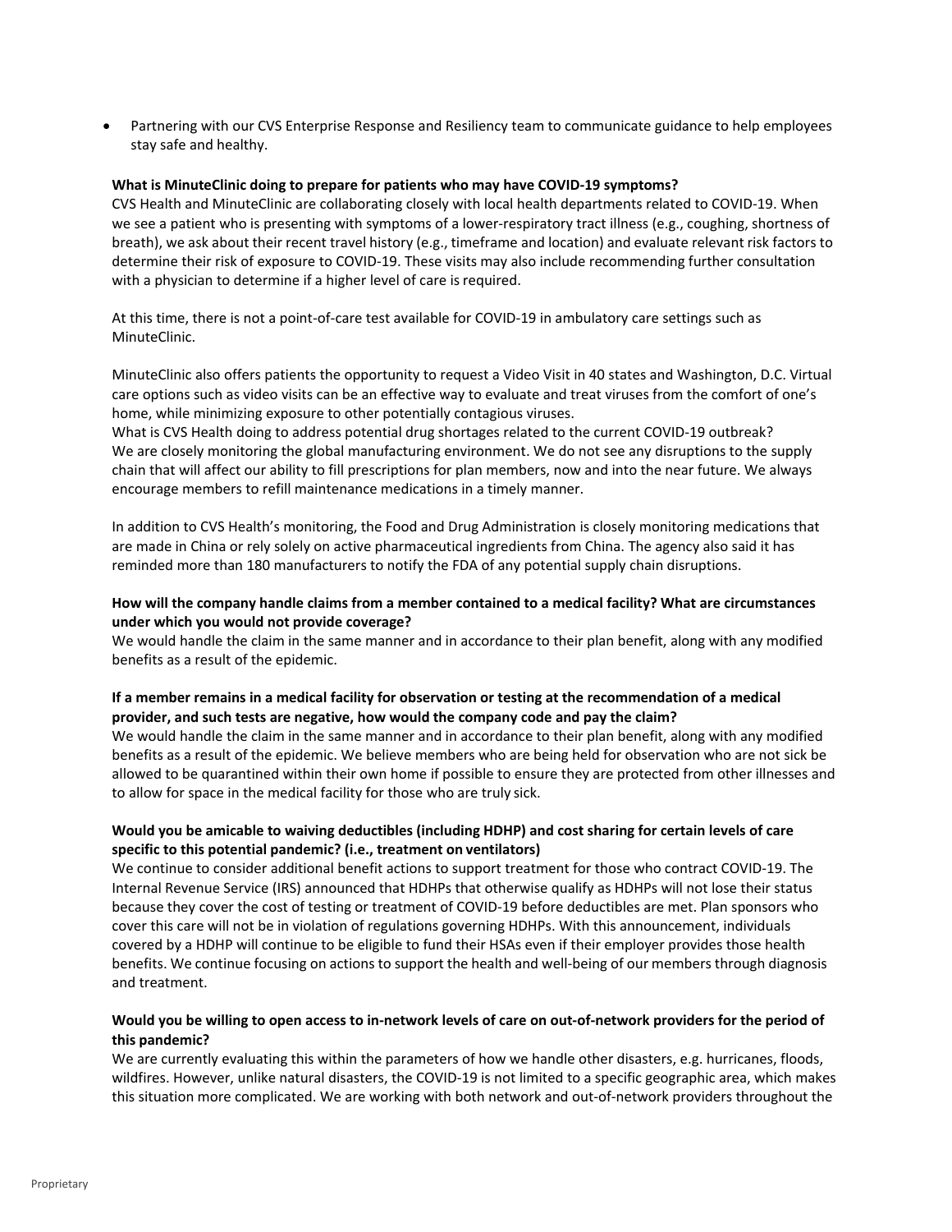- Partnering with our CVS Enterprise Response and Resiliency team to communicate guidance to help employees stay safe and healthy.

**What is MinuteClinic doing to prepare for patients who may have COVID-19 symptoms?**

CVS Health and MinuteClinic are collaborating closely with local health departments related to COVID-19. When we see a patient who is presenting with symptoms of a lower-respiratory tract illness (e.g., coughing, shortness of breath), we ask about their recent travel history (e.g., timeframe and location) and evaluate relevant risk factors to determine their risk of exposure to COVID-19. These visits may also include recommending further consultation with a physician to determine if a higher level of care is required.

At this time, there is not a point-of-care test available for COVID-19 in ambulatory care settings such as MinuteClinic.

MinuteClinic also offers patients the opportunity to request a Video Visit in 40 states and Washington, D.C. Virtual care options such as video visits can be an effective way to evaluate and treat viruses from the comfort of one's home, while minimizing exposure to other potentially contagious viruses.

What is CVS Health doing to address potential drug shortages related to the current COVID-19 outbreak?

We are closely monitoring the global manufacturing environment. We do not see any disruptions to the supply chain that will affect our ability to fill prescriptions for plan members, now and into the near future. We always encourage members to refill maintenance medications in a timely manner.

In addition to CVS Health's monitoring, the Food and Drug Administration is closely monitoring medications that are made in China or rely solely on active pharmaceutical ingredients from China. The agency also said it has reminded more than 180 manufacturers to notify the FDA of any potential supply chain disruptions.

**How will the company handle claims from a member contained to a medical facility? What are circumstances under which you would not provide coverage?**

We would handle the claim in the same manner and in accordance to their plan benefit, along with any modified benefits as a result of the epidemic.

**If a member remains in a medical facility for observation or testing at the recommendation of a medical provider, and such tests are negative, how would the company code and pay the claim?**

We would handle the claim in the same manner and in accordance to their plan benefit, along with any modified benefits as a result of the epidemic. We believe members who are being held for observation who are not sick be allowed to be quarantined within their own home if possible to ensure they are protected from other illnesses and to allow for space in the medical facility for those who are truly sick.

**Would you be amicable to waiving deductibles (including HDHP) and cost sharing for certain levels of care specific to this potential pandemic? (i.e., treatment on ventilators)**

We continue to consider additional benefit actions to support treatment for those who contract COVID-19. The Internal Revenue Service (IRS) announced that HDHPs that otherwise qualify as HDHPs will not lose their status because they cover the cost of testing or treatment of COVID-19 before deductibles are met. Plan sponsors who cover this care will not be in violation of regulations governing HDHPs. With this announcement, individuals covered by a HDHP will continue to be eligible to fund their HSAs even if their employer provides those health benefits. We continue focusing on actions to support the health and well-being of our members through diagnosis and treatment.

**Would you be willing to open access to in-network levels of care on out-of-network providers for the period of this pandemic?**

We are currently evaluating this within the parameters of how we handle other disasters, e.g. hurricanes, floods, wildfires. However, unlike natural disasters, the COVID-19 is not limited to a specific geographic area, which makes this situation more complicated. We are working with both network and out-of-network providers throughout the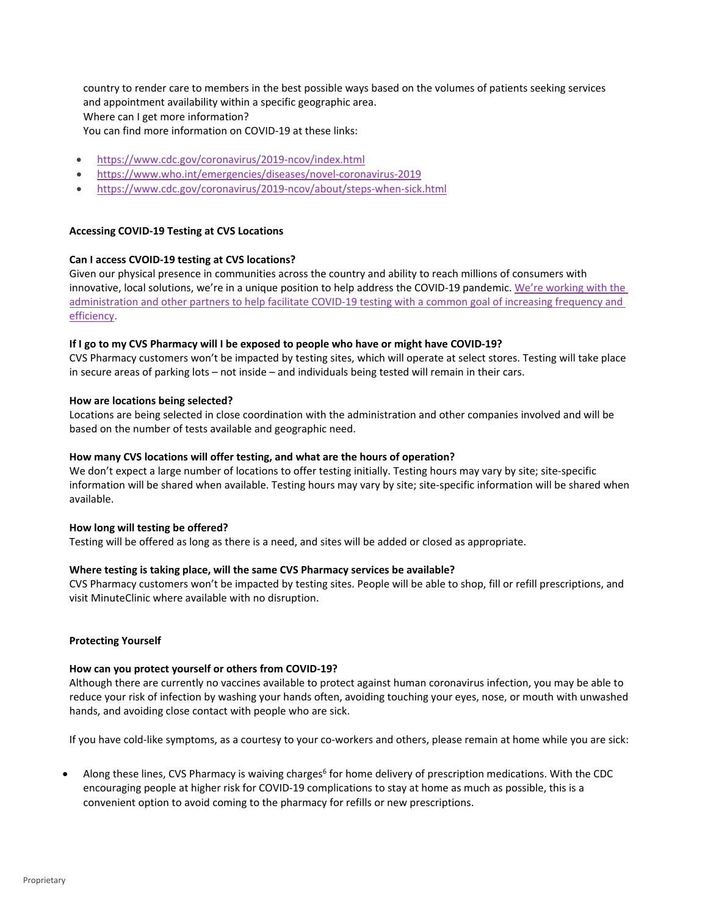country to render care to members in the best possible ways based on the volumes of patients seeking services and appointment availability within a specific geographic area.
Where can I get more information?
You can find more information on COVID-19 at these links:

- https://www.cdc.gov/coronavirus/2019-ncov/index.html
- https://www.who.int/emergencies/diseases/novel-coronavirus-2019
- https://www.cdc.gov/coronavirus/2019-ncov/about/steps-when-sick.html

**Accessing COVID-19 Testing at CVS Locations**

**Can I access CVOID-19 testing at CVS locations?**
Given our physical presence in communities across the country and ability to reach millions of consumers with innovative, local solutions, we're in a unique position to help address the COVID-19 pandemic. We're working with the administration and other partners to help facilitate COVID-19 testing with a common goal of increasing frequency and efficiency.

**If I go to my CVS Pharmacy will I be exposed to people who have or might have COVID-19?**
CVS Pharmacy customers won't be impacted by testing sites, which will operate at select stores. Testing will take place in secure areas of parking lots – not inside – and individuals being tested will remain in their cars.

**How are locations being selected?**
Locations are being selected in close coordination with the administration and other companies involved and will be based on the number of tests available and geographic need.

**How many CVS locations will offer testing, and what are the hours of operation?**
We don't expect a large number of locations to offer testing initially. Testing hours may vary by site; site-specific information will be shared when available. Testing hours may vary by site; site-specific information will be shared when available.

**How long will testing be offered?**
Testing will be offered as long as there is a need, and sites will be added or closed as appropriate.

**Where testing is taking place, will the same CVS Pharmacy services be available?**
CVS Pharmacy customers won't be impacted by testing sites. People will be able to shop, fill or refill prescriptions, and visit MinuteClinic where available with no disruption.

**Protecting Yourself**

**How can you protect yourself or others from COVID-19?**
Although there are currently no vaccines available to protect against human coronavirus infection, you may be able to reduce your risk of infection by washing your hands often, avoiding touching your eyes, nose, or mouth with unwashed hands, and avoiding close contact with people who are sick.

If you have cold-like symptoms, as a courtesy to your co-workers and others, please remain at home while you are sick:

- Along these lines, CVS Pharmacy is waiving charges[6] for home delivery of prescription medications. With the CDC encouraging people at higher risk for COVID-19 complications to stay at home as much as possible, this is a convenient option to avoid coming to the pharmacy for refills or new prescriptions.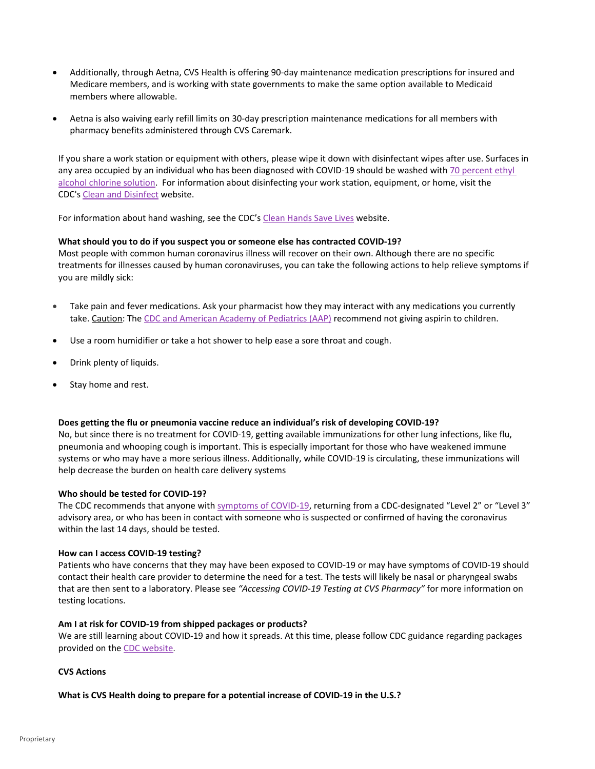- Additionally, through Aetna, CVS Health is offering 90-day maintenance medication prescriptions for insured and Medicare members, and is working with state governments to make the same option available to Medicaid members where allowable.

- Aetna is also waiving early refill limits on 30-day prescription maintenance medications for all members with pharmacy benefits administered through CVS Caremark.

If you share a work station or equipment with others, please wipe it down with disinfectant wipes after use. Surfaces in any area occupied by an individual who has been diagnosed with COVID-19 should be washed with 70 percent ethyl alcohol chlorine solution. For information about disinfecting your work station, equipment, or home, visit the CDC's Clean and Disinfect website.

For information about hand washing, see the CDC's Clean Hands Save Lives website.

**What should you to do if you suspect you or someone else has contracted COVID-19?**
Most people with common human coronavirus illness will recover on their own. Although there are no specific treatments for illnesses caused by human coronaviruses, you can take the following actions to help relieve symptoms if you are mildly sick:

- Take pain and fever medications. Ask your pharmacist how they may interact with any medications you currently take. Caution: The CDC and American Academy of Pediatrics (AAP) recommend not giving aspirin to children.

- Use a room humidifier or take a hot shower to help ease a sore throat and cough.

- Drink plenty of liquids.

- Stay home and rest.

**Does getting the flu or pneumonia vaccine reduce an individual's risk of developing COVID-19?**
No, but since there is no treatment for COVID-19, getting available immunizations for other lung infections, like flu, pneumonia and whooping cough is important. This is especially important for those who have weakened immune systems or who may have a more serious illness. Additionally, while COVID-19 is circulating, these immunizations will help decrease the burden on health care delivery systems

**Who should be tested for COVID-19?**
The CDC recommends that anyone with symptoms of COVID-19, returning from a CDC-designated "Level 2" or "Level 3" advisory area, or who has been in contact with someone who is suspected or confirmed of having the coronavirus within the last 14 days, should be tested.

**How can I access COVID-19 testing?**
Patients who have concerns that they may have been exposed to COVID-19 or may have symptoms of COVID-19 should contact their health care provider to determine the need for a test. The tests will likely be nasal or pharyngeal swabs that are then sent to a laboratory. Please see *"Accessing COVID-19 Testing at CVS Pharmacy"* for more information on testing locations.

**Am I at risk for COVID-19 from shipped packages or products?**
We are still learning about COVID-19 and how it spreads. At this time, please follow CDC guidance regarding packages provided on the CDC website.

**CVS Actions**

**What is CVS Health doing to prepare for a potential increase of COVID-19 in the U.S.?**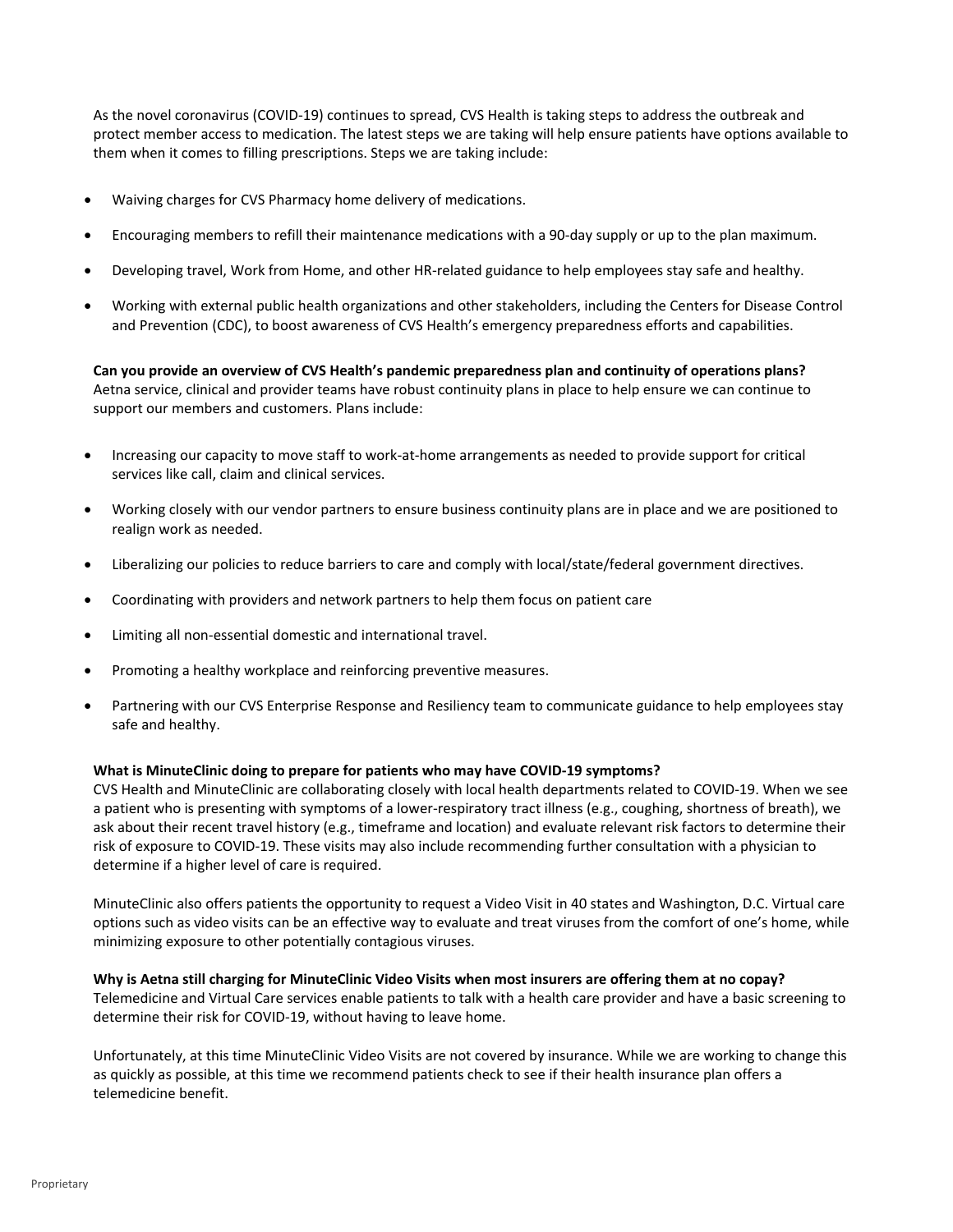As the novel coronavirus (COVID-19) continues to spread, CVS Health is taking steps to address the outbreak and protect member access to medication. The latest steps we are taking will help ensure patients have options available to them when it comes to filling prescriptions. Steps we are taking include:

- Waiving charges for CVS Pharmacy home delivery of medications.
- Encouraging members to refill their maintenance medications with a 90-day supply or up to the plan maximum.
- Developing travel, Work from Home, and other HR-related guidance to help employees stay safe and healthy.
- Working with external public health organizations and other stakeholders, including the Centers for Disease Control and Prevention (CDC), to boost awareness of CVS Health's emergency preparedness efforts and capabilities.

**Can you provide an overview of CVS Health's pandemic preparedness plan and continuity of operations plans?**
Aetna service, clinical and provider teams have robust continuity plans in place to help ensure we can continue to support our members and customers. Plans include:

- Increasing our capacity to move staff to work-at-home arrangements as needed to provide support for critical services like call, claim and clinical services.
- Working closely with our vendor partners to ensure business continuity plans are in place and we are positioned to realign work as needed.
- Liberalizing our policies to reduce barriers to care and comply with local/state/federal government directives.
- Coordinating with providers and network partners to help them focus on patient care
- Limiting all non-essential domestic and international travel.
- Promoting a healthy workplace and reinforcing preventive measures.
- Partnering with our CVS Enterprise Response and Resiliency team to communicate guidance to help employees stay safe and healthy.

**What is MinuteClinic doing to prepare for patients who may have COVID-19 symptoms?**
CVS Health and MinuteClinic are collaborating closely with local health departments related to COVID-19. When we see a patient who is presenting with symptoms of a lower-respiratory tract illness (e.g., coughing, shortness of breath), we ask about their recent travel history (e.g., timeframe and location) and evaluate relevant risk factors to determine their risk of exposure to COVID-19. These visits may also include recommending further consultation with a physician to determine if a higher level of care is required.

MinuteClinic also offers patients the opportunity to request a Video Visit in 40 states and Washington, D.C. Virtual care options such as video visits can be an effective way to evaluate and treat viruses from the comfort of one's home, while minimizing exposure to other potentially contagious viruses.

**Why is Aetna still charging for MinuteClinic Video Visits when most insurers are offering them at no copay?**
Telemedicine and Virtual Care services enable patients to talk with a health care provider and have a basic screening to determine their risk for COVID-19, without having to leave home.

Unfortunately, at this time MinuteClinic Video Visits are not covered by insurance. While we are working to change this as quickly as possible, at this time we recommend patients check to see if their health insurance plan offers a telemedicine benefit.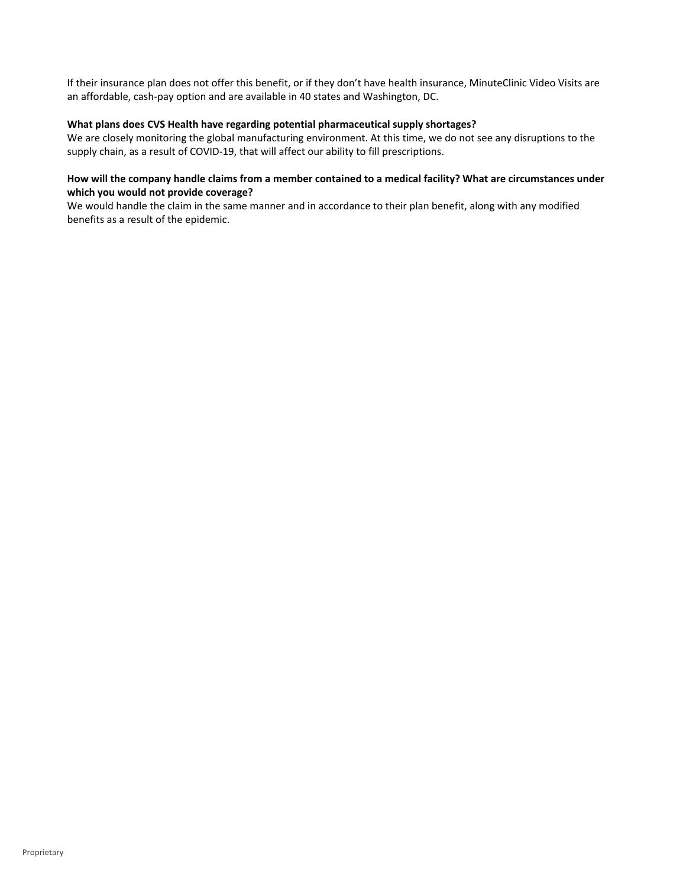If their insurance plan does not offer this benefit, or if they don't have health insurance, MinuteClinic Video Visits are an affordable, cash-pay option and are available in 40 states and Washington, DC.

**What plans does CVS Health have regarding potential pharmaceutical supply shortages?**
We are closely monitoring the global manufacturing environment. At this time, we do not see any disruptions to the supply chain, as a result of COVID-19, that will affect our ability to fill prescriptions.

**How will the company handle claims from a member contained to a medical facility? What are circumstances under which you would not provide coverage?**
We would handle the claim in the same manner and in accordance to their plan benefit, along with any modified benefits as a result of the epidemic.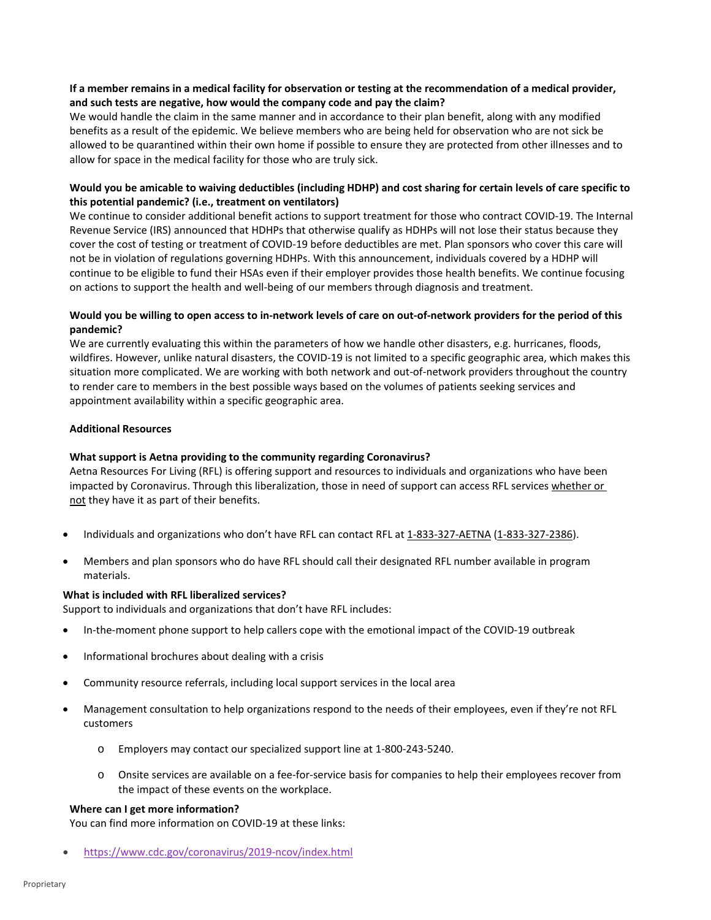**If a member remains in a medical facility for observation or testing at the recommendation of a medical provider, and such tests are negative, how would the company code and pay the claim?**
We would handle the claim in the same manner and in accordance to their plan benefit, along with any modified benefits as a result of the epidemic. We believe members who are being held for observation who are not sick be allowed to be quarantined within their own home if possible to ensure they are protected from other illnesses and to allow for space in the medical facility for those who are truly sick.

**Would you be amicable to waiving deductibles (including HDHP) and cost sharing for certain levels of care specific to this potential pandemic? (i.e., treatment on ventilators)**
We continue to consider additional benefit actions to support treatment for those who contract COVID-19. The Internal Revenue Service (IRS) announced that HDHPs that otherwise qualify as HDHPs will not lose their status because they cover the cost of testing or treatment of COVID-19 before deductibles are met. Plan sponsors who cover this care will not be in violation of regulations governing HDHPs. With this announcement, individuals covered by a HDHP will continue to be eligible to fund their HSAs even if their employer provides those health benefits. We continue focusing on actions to support the health and well-being of our members through diagnosis and treatment.

**Would you be willing to open access to in-network levels of care on out-of-network providers for the period of this pandemic?**
We are currently evaluating this within the parameters of how we handle other disasters, e.g. hurricanes, floods, wildfires. However, unlike natural disasters, the COVID-19 is not limited to a specific geographic area, which makes this situation more complicated. We are working with both network and out-of-network providers throughout the country to render care to members in the best possible ways based on the volumes of patients seeking services and appointment availability within a specific geographic area.

**Additional Resources**

**What support is Aetna providing to the community regarding Coronavirus?**
Aetna Resources For Living (RFL) is offering support and resources to individuals and organizations who have been impacted by Coronavirus. Through this liberalization, those in need of support can access RFL services whether or not they have it as part of their benefits.

- Individuals and organizations who don't have RFL can contact RFL at 1-833-327-AETNA (1-833-327-2386).
- Members and plan sponsors who do have RFL should call their designated RFL number available in program materials.

**What is included with RFL liberalized services?**
Support to individuals and organizations that don't have RFL includes:

- In-the-moment phone support to help callers cope with the emotional impact of the COVID-19 outbreak
- Informational brochures about dealing with a crisis
- Community resource referrals, including local support services in the local area
- Management consultation to help organizations respond to the needs of their employees, even if they're not RFL customers
    - Employers may contact our specialized support line at 1-800-243-5240.
    - Onsite services are available on a fee-for-service basis for companies to help their employees recover from the impact of these events on the workplace.

**Where can I get more information?**
You can find more information on COVID-19 at these links:

- https://www.cdc.gov/coronavirus/2019-ncov/index.html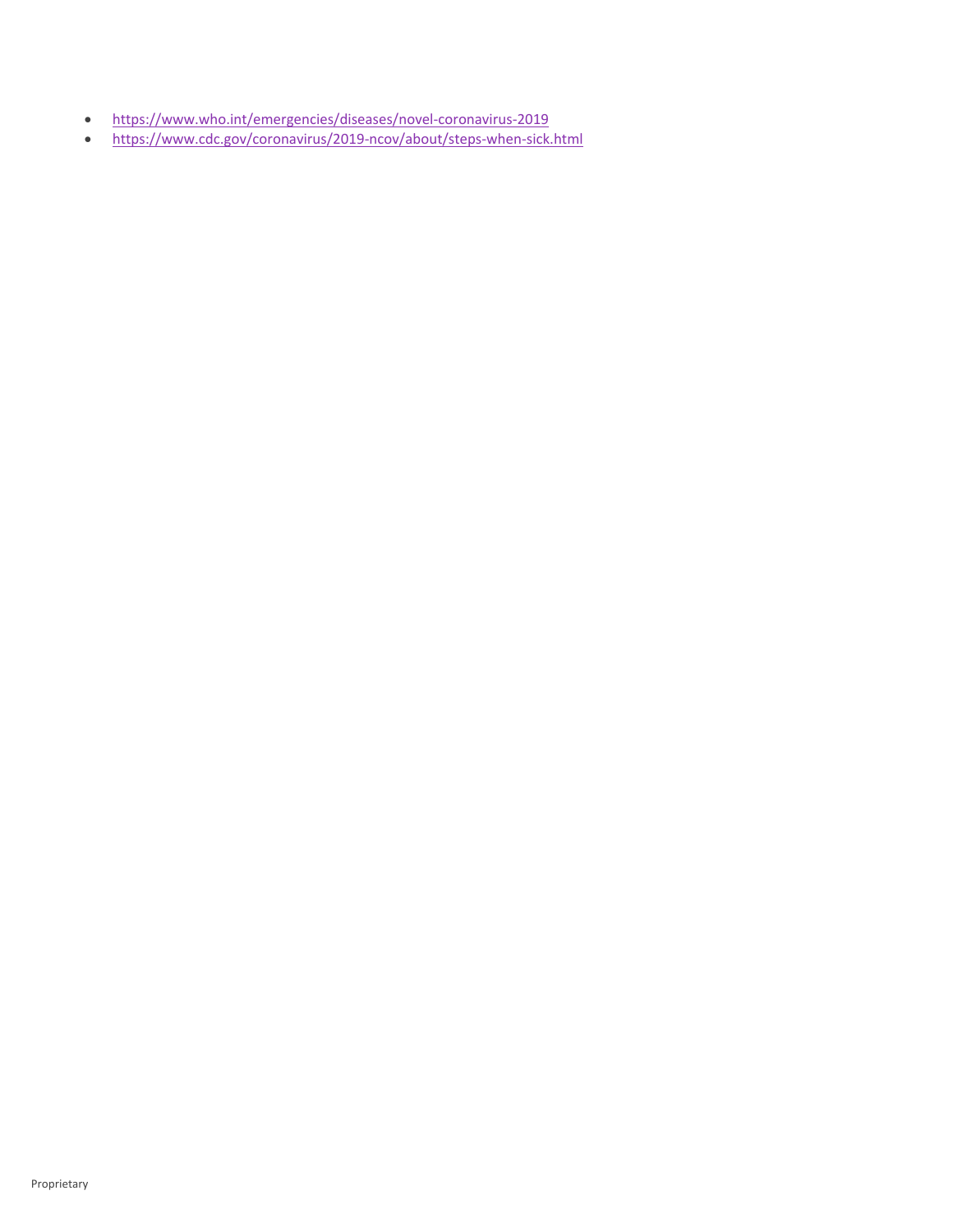- https://www.who.int/emergencies/diseases/novel-coronavirus-2019
- https://www.cdc.gov/coronavirus/2019-ncov/about/steps-when-sick.html